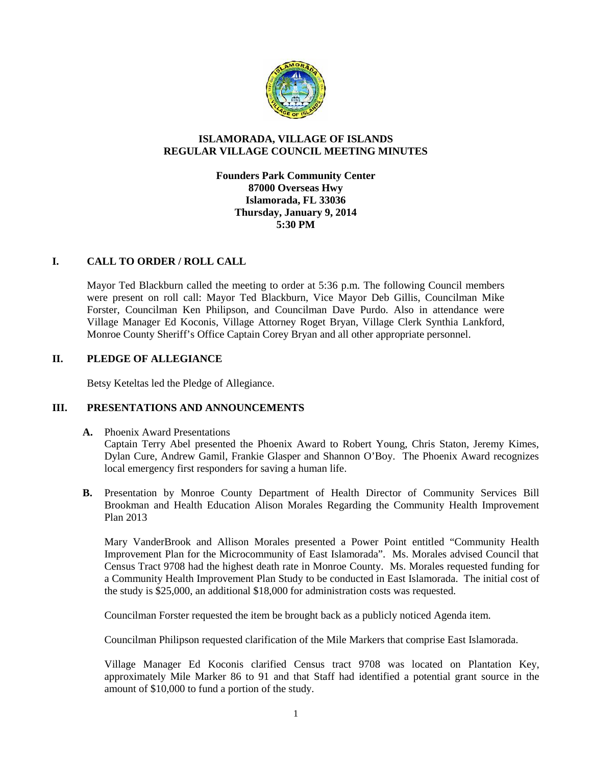# ISLAMORADA, VILLAGE OF ISLANDS
## REGULAR VILLAGE COUNCIL MEETING MINUTES

**Founders Park Community Center**
**87000 Overseas Hwy**
**Islamorada, FL 33036**
**Thursday, January 9, 2014**
**5:30 PM**

### I. CALL TO ORDER / ROLL CALL

Mayor Ted Blackburn called the meeting to order at 5:36 p.m. The following Council members were present on roll call: Mayor Ted Blackburn, Vice Mayor Deb Gillis, Councilman Mike Forster, Councilman Ken Philipson, and Councilman Dave Purdo. Also in attendance were Village Manager Ed Koconis, Village Attorney Roget Bryan, Village Clerk Synthia Lankford, Monroe County Sheriff's Office Captain Corey Bryan and all other appropriate personnel.

### II. PLEDGE OF ALLEGIANCE

Betsy Keteltas led the Pledge of Allegiance.

### III. PRESENTATIONS AND ANNOUNCEMENTS

**A.** Phoenix Award Presentations

Captain Terry Abel presented the Phoenix Award to Robert Young, Chris Staton, Jeremy Kimes, Dylan Cure, Andrew Gamil, Frankie Glasper and Shannon O'Boy. The Phoenix Award recognizes local emergency first responders for saving a human life.

**B.** Presentation by Monroe County Department of Health Director of Community Services Bill Brookman and Health Education Alison Morales Regarding the Community Health Improvement Plan 2013

Mary VanderBrook and Allison Morales presented a Power Point entitled "Community Health Improvement Plan for the Microcommunity of East Islamorada". Ms. Morales advised Council that Census Tract 9708 had the highest death rate in Monroe County. Ms. Morales requested funding for a Community Health Improvement Plan Study to be conducted in East Islamorada. The initial cost of the study is $25,000, an additional $18,000 for administration costs was requested.

Councilman Forster requested the item be brought back as a publicly noticed Agenda item.

Councilman Philipson requested clarification of the Mile Markers that comprise East Islamorada.

Village Manager Ed Koconis clarified Census tract 9708 was located on Plantation Key, approximately Mile Marker 86 to 91 and that Staff had identified a potential grant source in the amount of $10,000 to fund a portion of the study.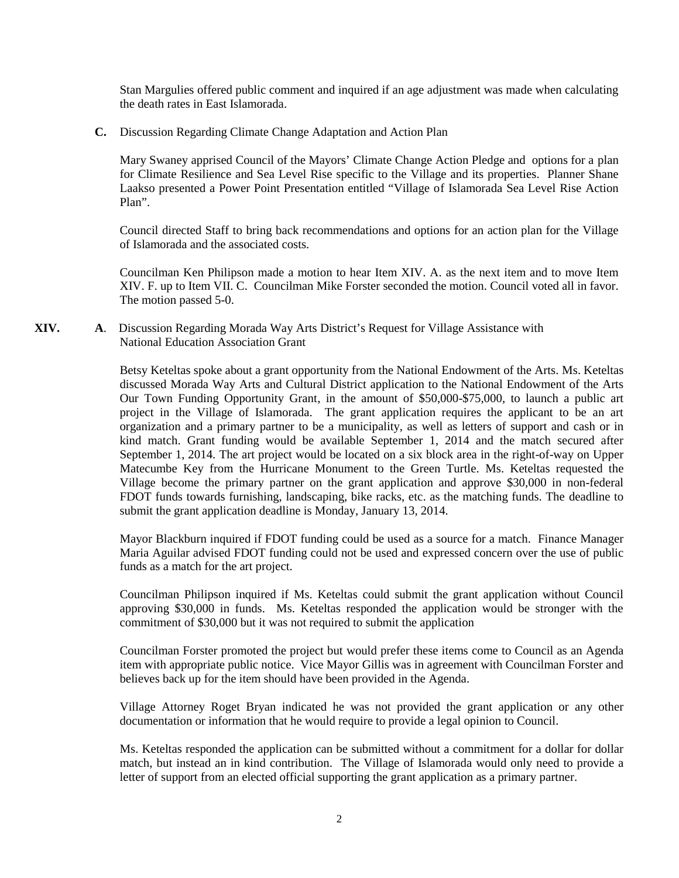Stan Margulies offered public comment and inquired if an age adjustment was made when calculating the death rates in East Islamorada.

**C.** Discussion Regarding Climate Change Adaptation and Action Plan

Mary Swaney apprised Council of the Mayors' Climate Change Action Pledge and options for a plan for Climate Resilience and Sea Level Rise specific to the Village and its properties. Planner Shane Laakso presented a Power Point Presentation entitled "Village of Islamorada Sea Level Rise Action Plan".

Council directed Staff to bring back recommendations and options for an action plan for the Village of Islamorada and the associated costs.

Councilman Ken Philipson made a motion to hear Item XIV. A. as the next item and to move Item XIV. F. up to Item VII. C. Councilman Mike Forster seconded the motion. Council voted all in favor. The motion passed 5-0.

**XIV.** **A**. Discussion Regarding Morada Way Arts District's Request for Village Assistance with National Education Association Grant

Betsy Keteltas spoke about a grant opportunity from the National Endowment of the Arts. Ms. Keteltas discussed Morada Way Arts and Cultural District application to the National Endowment of the Arts Our Town Funding Opportunity Grant, in the amount of $50,000-$75,000, to launch a public art project in the Village of Islamorada. The grant application requires the applicant to be an art organization and a primary partner to be a municipality, as well as letters of support and cash or in kind match. Grant funding would be available September 1, 2014 and the match secured after September 1, 2014. The art project would be located on a six block area in the right-of-way on Upper Matecumbe Key from the Hurricane Monument to the Green Turtle. Ms. Keteltas requested the Village become the primary partner on the grant application and approve $30,000 in non-federal FDOT funds towards furnishing, landscaping, bike racks, etc. as the matching funds. The deadline to submit the grant application deadline is Monday, January 13, 2014.

Mayor Blackburn inquired if FDOT funding could be used as a source for a match. Finance Manager Maria Aguilar advised FDOT funding could not be used and expressed concern over the use of public funds as a match for the art project.

Councilman Philipson inquired if Ms. Keteltas could submit the grant application without Council approving $30,000 in funds. Ms. Keteltas responded the application would be stronger with the commitment of $30,000 but it was not required to submit the application

Councilman Forster promoted the project but would prefer these items come to Council as an Agenda item with appropriate public notice. Vice Mayor Gillis was in agreement with Councilman Forster and believes back up for the item should have been provided in the Agenda.

Village Attorney Roget Bryan indicated he was not provided the grant application or any other documentation or information that he would require to provide a legal opinion to Council.

Ms. Keteltas responded the application can be submitted without a commitment for a dollar for dollar match, but instead an in kind contribution. The Village of Islamorada would only need to provide a letter of support from an elected official supporting the grant application as a primary partner.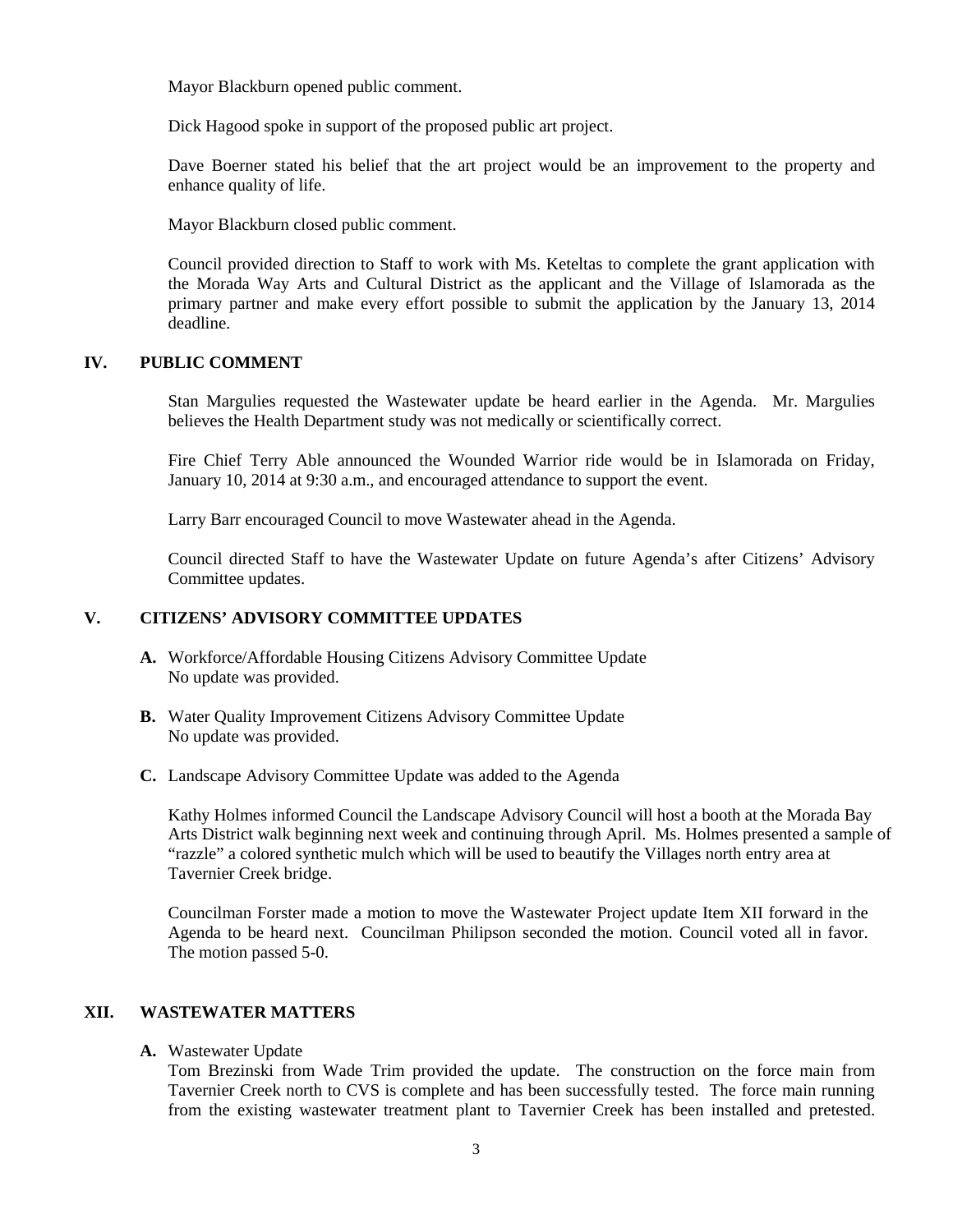Mayor Blackburn opened public comment.

Dick Hagood spoke in support of the proposed public art project.

Dave Boerner stated his belief that the art project would be an improvement to the property and enhance quality of life.

Mayor Blackburn closed public comment.

Council provided direction to Staff to work with Ms. Keteltas to complete the grant application with the Morada Way Arts and Cultural District as the applicant and the Village of Islamorada as the primary partner and make every effort possible to submit the application by the January 13, 2014 deadline.

## IV. PUBLIC COMMENT

Stan Margulies requested the Wastewater update be heard earlier in the Agenda. Mr. Margulies believes the Health Department study was not medically or scientifically correct.

Fire Chief Terry Able announced the Wounded Warrior ride would be in Islamorada on Friday, January 10, 2014 at 9:30 a.m., and encouraged attendance to support the event.

Larry Barr encouraged Council to move Wastewater ahead in the Agenda.

Council directed Staff to have the Wastewater Update on future Agenda's after Citizens' Advisory Committee updates.

## V. CITIZENS' ADVISORY COMMITTEE UPDATES

**A.** Workforce/Affordable Housing Citizens Advisory Committee Update
No update was provided.

**B.** Water Quality Improvement Citizens Advisory Committee Update
No update was provided.

**C.** Landscape Advisory Committee Update was added to the Agenda

Kathy Holmes informed Council the Landscape Advisory Council will host a booth at the Morada Bay Arts District walk beginning next week and continuing through April. Ms. Holmes presented a sample of "razzle" a colored synthetic mulch which will be used to beautify the Villages north entry area at Tavernier Creek bridge.

Councilman Forster made a motion to move the Wastewater Project update Item XII forward in the Agenda to be heard next. Councilman Philipson seconded the motion. Council voted all in favor. The motion passed 5-0.

## XII. WASTEWATER MATTERS

**A.** Wastewater Update
Tom Brezinski from Wade Trim provided the update. The construction on the force main from Tavernier Creek north to CVS is complete and has been successfully tested. The force main running from the existing wastewater treatment plant to Tavernier Creek has been installed and pretested.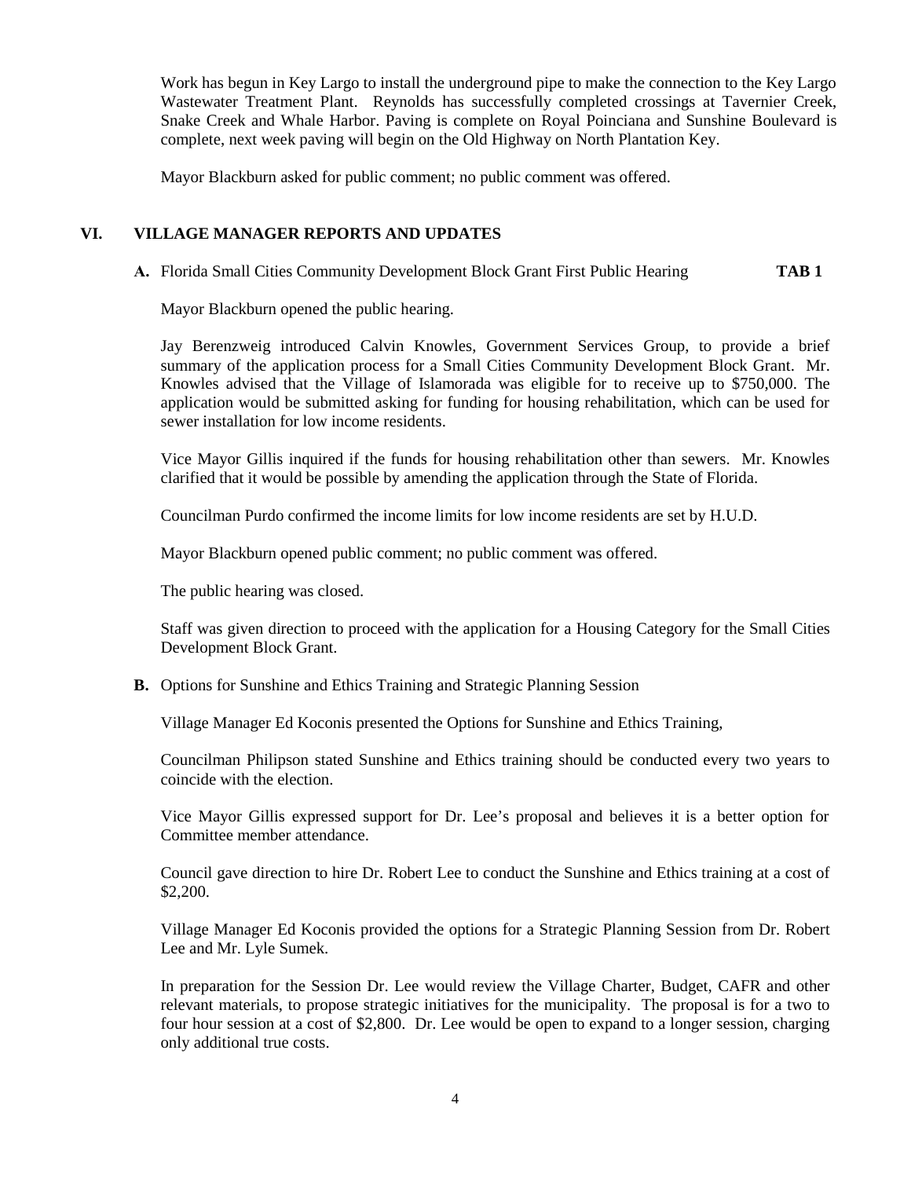Work has begun in Key Largo to install the underground pipe to make the connection to the Key Largo Wastewater Treatment Plant. Reynolds has successfully completed crossings at Tavernier Creek, Snake Creek and Whale Harbor. Paving is complete on Royal Poinciana and Sunshine Boulevard is complete, next week paving will begin on the Old Highway on North Plantation Key.

Mayor Blackburn asked for public comment; no public comment was offered.

## VI. VILLAGE MANAGER REPORTS AND UPDATES

**A.** Florida Small Cities Community Development Block Grant First Public Hearing **TAB 1**

Mayor Blackburn opened the public hearing.

Jay Berenzweig introduced Calvin Knowles, Government Services Group, to provide a brief summary of the application process for a Small Cities Community Development Block Grant. Mr. Knowles advised that the Village of Islamorada was eligible for to receive up to $750,000. The application would be submitted asking for funding for housing rehabilitation, which can be used for sewer installation for low income residents.

Vice Mayor Gillis inquired if the funds for housing rehabilitation other than sewers. Mr. Knowles clarified that it would be possible by amending the application through the State of Florida.

Councilman Purdo confirmed the income limits for low income residents are set by H.U.D.

Mayor Blackburn opened public comment; no public comment was offered.

The public hearing was closed.

Staff was given direction to proceed with the application for a Housing Category for the Small Cities Development Block Grant.

**B.** Options for Sunshine and Ethics Training and Strategic Planning Session

Village Manager Ed Koconis presented the Options for Sunshine and Ethics Training,

Councilman Philipson stated Sunshine and Ethics training should be conducted every two years to coincide with the election.

Vice Mayor Gillis expressed support for Dr. Lee's proposal and believes it is a better option for Committee member attendance.

Council gave direction to hire Dr. Robert Lee to conduct the Sunshine and Ethics training at a cost of $2,200.

Village Manager Ed Koconis provided the options for a Strategic Planning Session from Dr. Robert Lee and Mr. Lyle Sumek.

In preparation for the Session Dr. Lee would review the Village Charter, Budget, CAFR and other relevant materials, to propose strategic initiatives for the municipality. The proposal is for a two to four hour session at a cost of $2,800. Dr. Lee would be open to expand to a longer session, charging only additional true costs.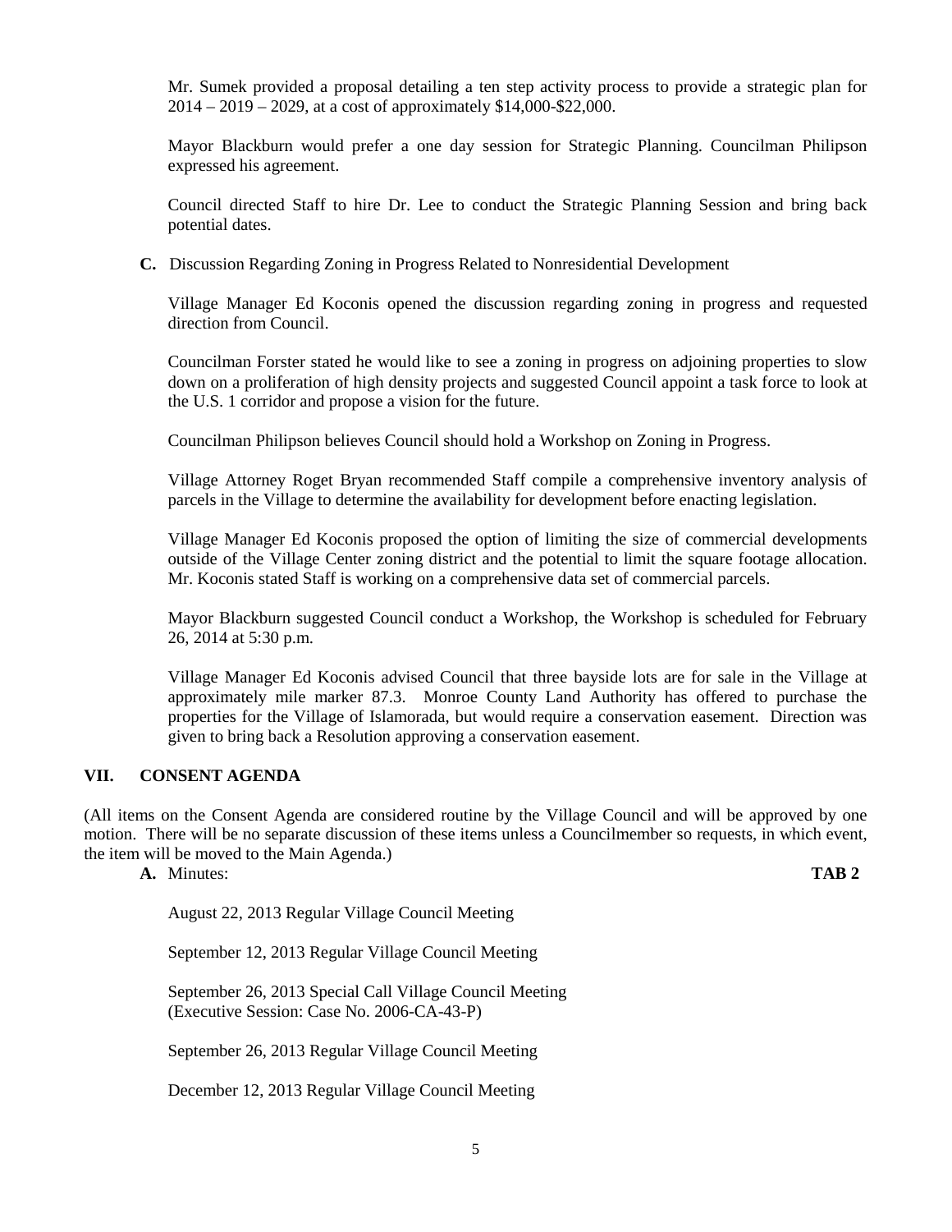Mr. Sumek provided a proposal detailing a ten step activity process to provide a strategic plan for 2014 – 2019 – 2029, at a cost of approximately $14,000-$22,000.

Mayor Blackburn would prefer a one day session for Strategic Planning. Councilman Philipson expressed his agreement.

Council directed Staff to hire Dr. Lee to conduct the Strategic Planning Session and bring back potential dates.

**C.** Discussion Regarding Zoning in Progress Related to Nonresidential Development

Village Manager Ed Koconis opened the discussion regarding zoning in progress and requested direction from Council.

Councilman Forster stated he would like to see a zoning in progress on adjoining properties to slow down on a proliferation of high density projects and suggested Council appoint a task force to look at the U.S. 1 corridor and propose a vision for the future.

Councilman Philipson believes Council should hold a Workshop on Zoning in Progress.

Village Attorney Roget Bryan recommended Staff compile a comprehensive inventory analysis of parcels in the Village to determine the availability for development before enacting legislation.

Village Manager Ed Koconis proposed the option of limiting the size of commercial developments outside of the Village Center zoning district and the potential to limit the square footage allocation. Mr. Koconis stated Staff is working on a comprehensive data set of commercial parcels.

Mayor Blackburn suggested Council conduct a Workshop, the Workshop is scheduled for February 26, 2014 at 5:30 p.m.

Village Manager Ed Koconis advised Council that three bayside lots are for sale in the Village at approximately mile marker 87.3. Monroe County Land Authority has offered to purchase the properties for the Village of Islamorada, but would require a conservation easement. Direction was given to bring back a Resolution approving a conservation easement.

## VII. CONSENT AGENDA

(All items on the Consent Agenda are considered routine by the Village Council and will be approved by one motion. There will be no separate discussion of these items unless a Councilmember so requests, in which event, the item will be moved to the Main Agenda.)

**A.** Minutes: **TAB 2**

August 22, 2013 Regular Village Council Meeting

September 12, 2013 Regular Village Council Meeting

September 26, 2013 Special Call Village Council Meeting (Executive Session: Case No. 2006-CA-43-P)

September 26, 2013 Regular Village Council Meeting

December 12, 2013 Regular Village Council Meeting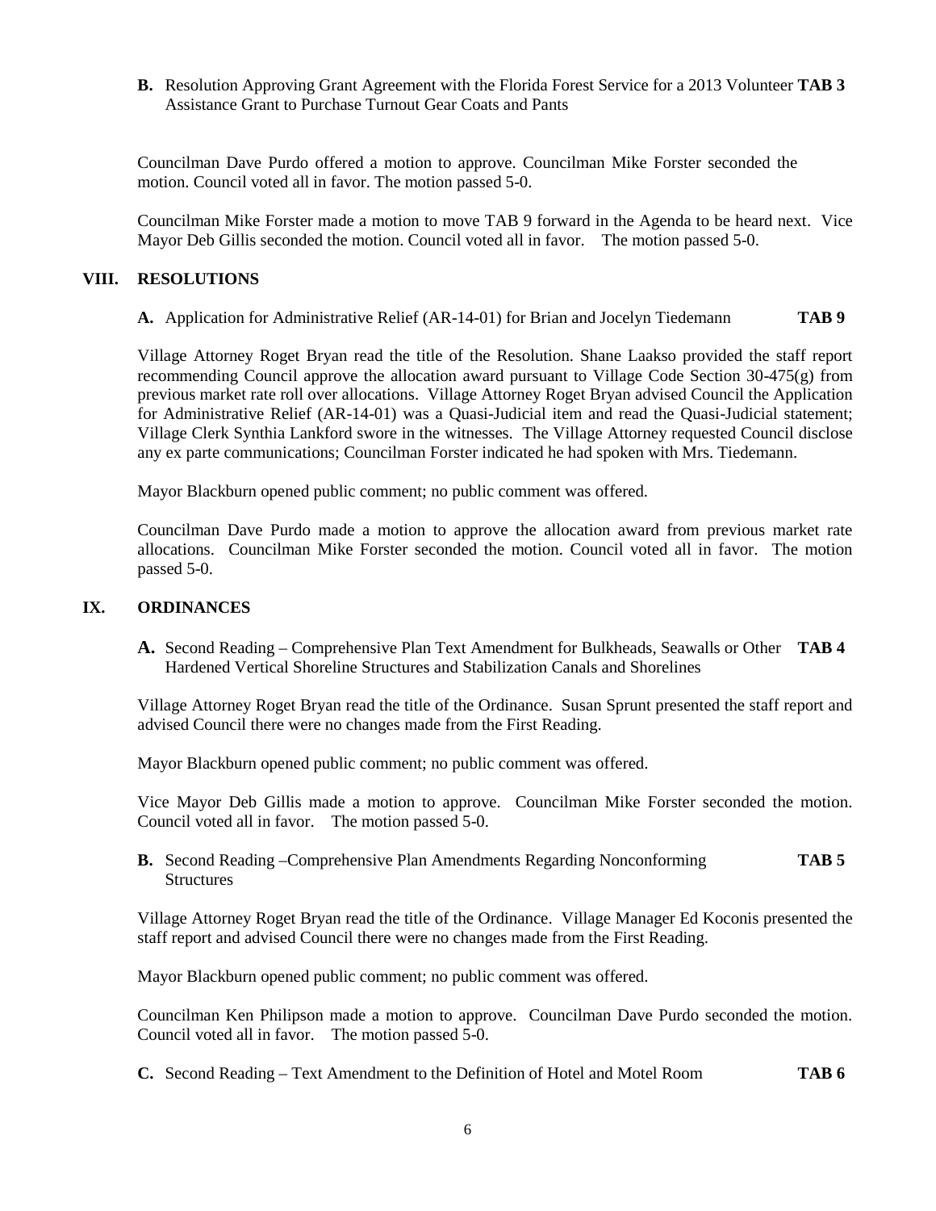**B.** Resolution Approving Grant Agreement with the Florida Forest Service for a 2013 Volunteer Assistance Grant to Purchase Turnout Gear Coats and Pants **TAB 3**

Councilman Dave Purdo offered a motion to approve. Councilman Mike Forster seconded the motion. Council voted all in favor. The motion passed 5-0.

Councilman Mike Forster made a motion to move TAB 9 forward in the Agenda to be heard next. Vice Mayor Deb Gillis seconded the motion. Council voted all in favor. The motion passed 5-0.

## VIII. RESOLUTIONS

**A.** Application for Administrative Relief (AR-14-01) for Brian and Jocelyn Tiedemann **TAB 9**

Village Attorney Roget Bryan read the title of the Resolution. Shane Laakso provided the staff report recommending Council approve the allocation award pursuant to Village Code Section 30-475(g) from previous market rate roll over allocations. Village Attorney Roget Bryan advised Council the Application for Administrative Relief (AR-14-01) was a Quasi-Judicial item and read the Quasi-Judicial statement; Village Clerk Synthia Lankford swore in the witnesses. The Village Attorney requested Council disclose any ex parte communications; Councilman Forster indicated he had spoken with Mrs. Tiedemann.

Mayor Blackburn opened public comment; no public comment was offered.

Councilman Dave Purdo made a motion to approve the allocation award from previous market rate allocations. Councilman Mike Forster seconded the motion. Council voted all in favor. The motion passed 5-0.

## IX. ORDINANCES

**A.** Second Reading – Comprehensive Plan Text Amendment for Bulkheads, Seawalls or Other Hardened Vertical Shoreline Structures and Stabilization Canals and Shorelines **TAB 4**

Village Attorney Roget Bryan read the title of the Ordinance. Susan Sprunt presented the staff report and advised Council there were no changes made from the First Reading.

Mayor Blackburn opened public comment; no public comment was offered.

Vice Mayor Deb Gillis made a motion to approve. Councilman Mike Forster seconded the motion. Council voted all in favor. The motion passed 5-0.

**B.** Second Reading –Comprehensive Plan Amendments Regarding Nonconforming Structures **TAB 5**

Village Attorney Roget Bryan read the title of the Ordinance. Village Manager Ed Koconis presented the staff report and advised Council there were no changes made from the First Reading.

Mayor Blackburn opened public comment; no public comment was offered.

Councilman Ken Philipson made a motion to approve. Councilman Dave Purdo seconded the motion. Council voted all in favor. The motion passed 5-0.

**C.** Second Reading – Text Amendment to the Definition of Hotel and Motel Room **TAB 6**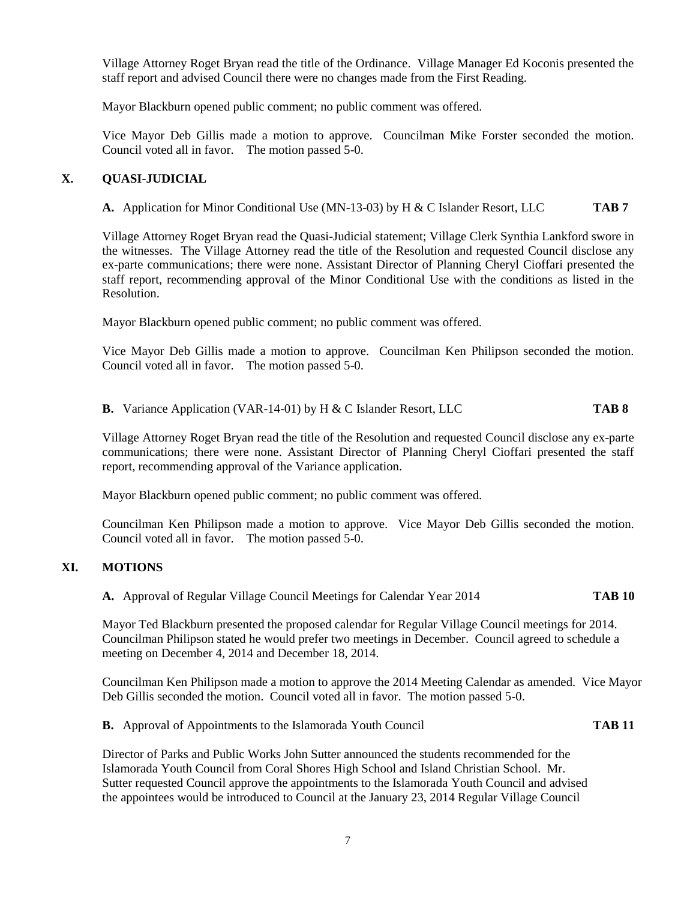Village Attorney Roget Bryan read the title of the Ordinance. Village Manager Ed Koconis presented the staff report and advised Council there were no changes made from the First Reading.

Mayor Blackburn opened public comment; no public comment was offered.

Vice Mayor Deb Gillis made a motion to approve. Councilman Mike Forster seconded the motion. Council voted all in favor. The motion passed 5-0.

## X. QUASI-JUDICIAL

**A.** Application for Minor Conditional Use (MN-13-03) by H & C Islander Resort, LLC **TAB 7**

Village Attorney Roget Bryan read the Quasi-Judicial statement; Village Clerk Synthia Lankford swore in the witnesses. The Village Attorney read the title of the Resolution and requested Council disclose any ex-parte communications; there were none. Assistant Director of Planning Cheryl Cioffari presented the staff report, recommending approval of the Minor Conditional Use with the conditions as listed in the Resolution.

Mayor Blackburn opened public comment; no public comment was offered.

Vice Mayor Deb Gillis made a motion to approve. Councilman Ken Philipson seconded the motion. Council voted all in favor. The motion passed 5-0.

**B.** Variance Application (VAR-14-01) by H & C Islander Resort, LLC **TAB 8**

Village Attorney Roget Bryan read the title of the Resolution and requested Council disclose any ex-parte communications; there were none. Assistant Director of Planning Cheryl Cioffari presented the staff report, recommending approval of the Variance application.

Mayor Blackburn opened public comment; no public comment was offered.

Councilman Ken Philipson made a motion to approve. Vice Mayor Deb Gillis seconded the motion. Council voted all in favor. The motion passed 5-0.

## XI. MOTIONS

**A.** Approval of Regular Village Council Meetings for Calendar Year 2014 **TAB 10**

Mayor Ted Blackburn presented the proposed calendar for Regular Village Council meetings for 2014. Councilman Philipson stated he would prefer two meetings in December. Council agreed to schedule a meeting on December 4, 2014 and December 18, 2014.

Councilman Ken Philipson made a motion to approve the 2014 Meeting Calendar as amended. Vice Mayor Deb Gillis seconded the motion. Council voted all in favor. The motion passed 5-0.

**B.** Approval of Appointments to the Islamorada Youth Council **TAB 11**

Director of Parks and Public Works John Sutter announced the students recommended for the Islamorada Youth Council from Coral Shores High School and Island Christian School. Mr. Sutter requested Council approve the appointments to the Islamorada Youth Council and advised the appointees would be introduced to Council at the January 23, 2014 Regular Village Council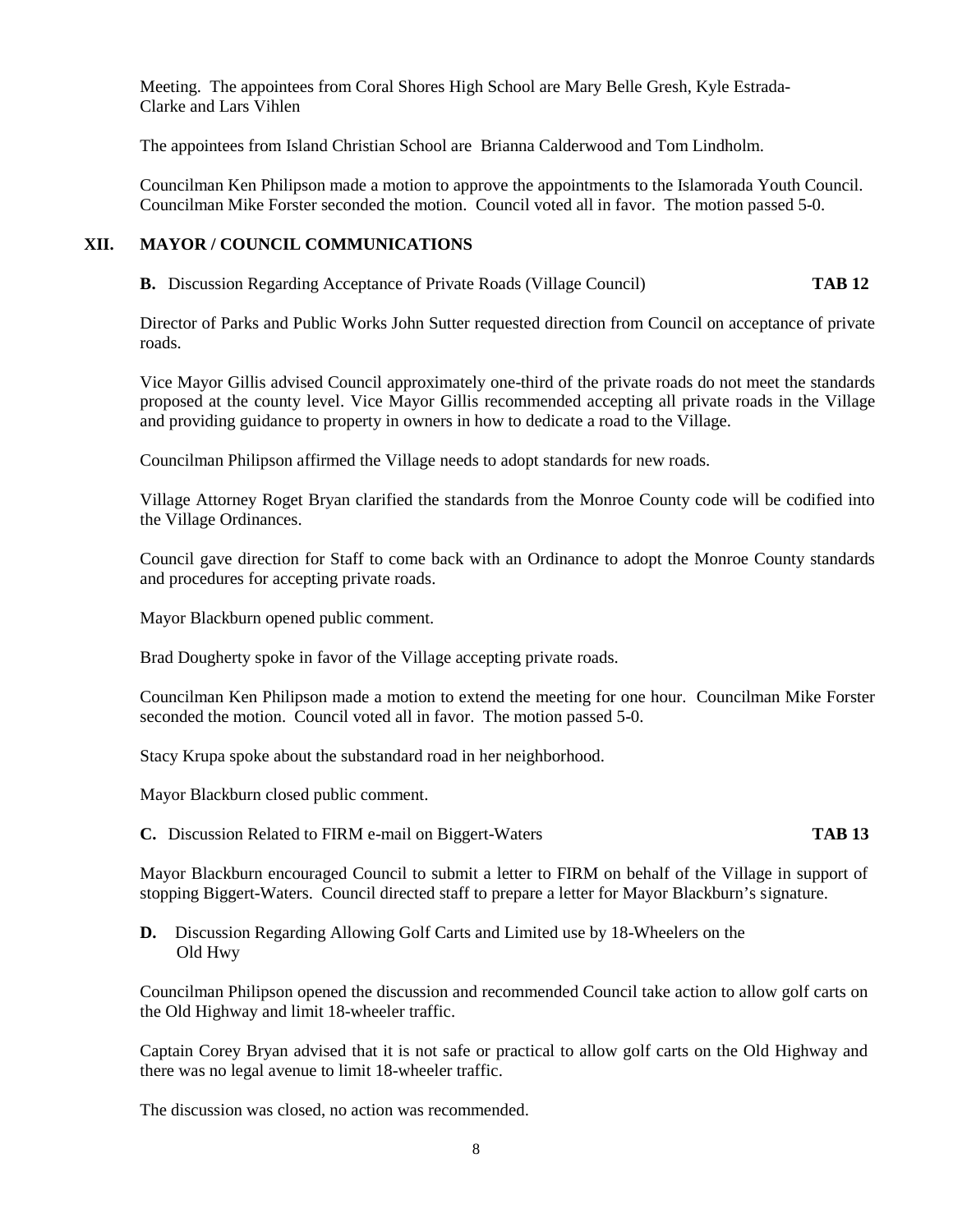Meeting. The appointees from Coral Shores High School are Mary Belle Gresh, Kyle Estrada-Clarke and Lars Vihlen

The appointees from Island Christian School are Brianna Calderwood and Tom Lindholm.

Councilman Ken Philipson made a motion to approve the appointments to the Islamorada Youth Council. Councilman Mike Forster seconded the motion. Council voted all in favor. The motion passed 5-0.

## XII. MAYOR / COUNCIL COMMUNICATIONS

**B.** Discussion Regarding Acceptance of Private Roads (Village Council) **TAB 12**

Director of Parks and Public Works John Sutter requested direction from Council on acceptance of private roads.

Vice Mayor Gillis advised Council approximately one-third of the private roads do not meet the standards proposed at the county level. Vice Mayor Gillis recommended accepting all private roads in the Village and providing guidance to property in owners in how to dedicate a road to the Village.

Councilman Philipson affirmed the Village needs to adopt standards for new roads.

Village Attorney Roget Bryan clarified the standards from the Monroe County code will be codified into the Village Ordinances.

Council gave direction for Staff to come back with an Ordinance to adopt the Monroe County standards and procedures for accepting private roads.

Mayor Blackburn opened public comment.

Brad Dougherty spoke in favor of the Village accepting private roads.

Councilman Ken Philipson made a motion to extend the meeting for one hour. Councilman Mike Forster seconded the motion. Council voted all in favor. The motion passed 5-0.

Stacy Krupa spoke about the substandard road in her neighborhood.

Mayor Blackburn closed public comment.

**C.** Discussion Related to FIRM e-mail on Biggert-Waters **TAB 13**

Mayor Blackburn encouraged Council to submit a letter to FIRM on behalf of the Village in support of stopping Biggert-Waters. Council directed staff to prepare a letter for Mayor Blackburn's signature.

**D.** Discussion Regarding Allowing Golf Carts and Limited use by 18-Wheelers on the Old Hwy

Councilman Philipson opened the discussion and recommended Council take action to allow golf carts on the Old Highway and limit 18-wheeler traffic.

Captain Corey Bryan advised that it is not safe or practical to allow golf carts on the Old Highway and there was no legal avenue to limit 18-wheeler traffic.

The discussion was closed, no action was recommended.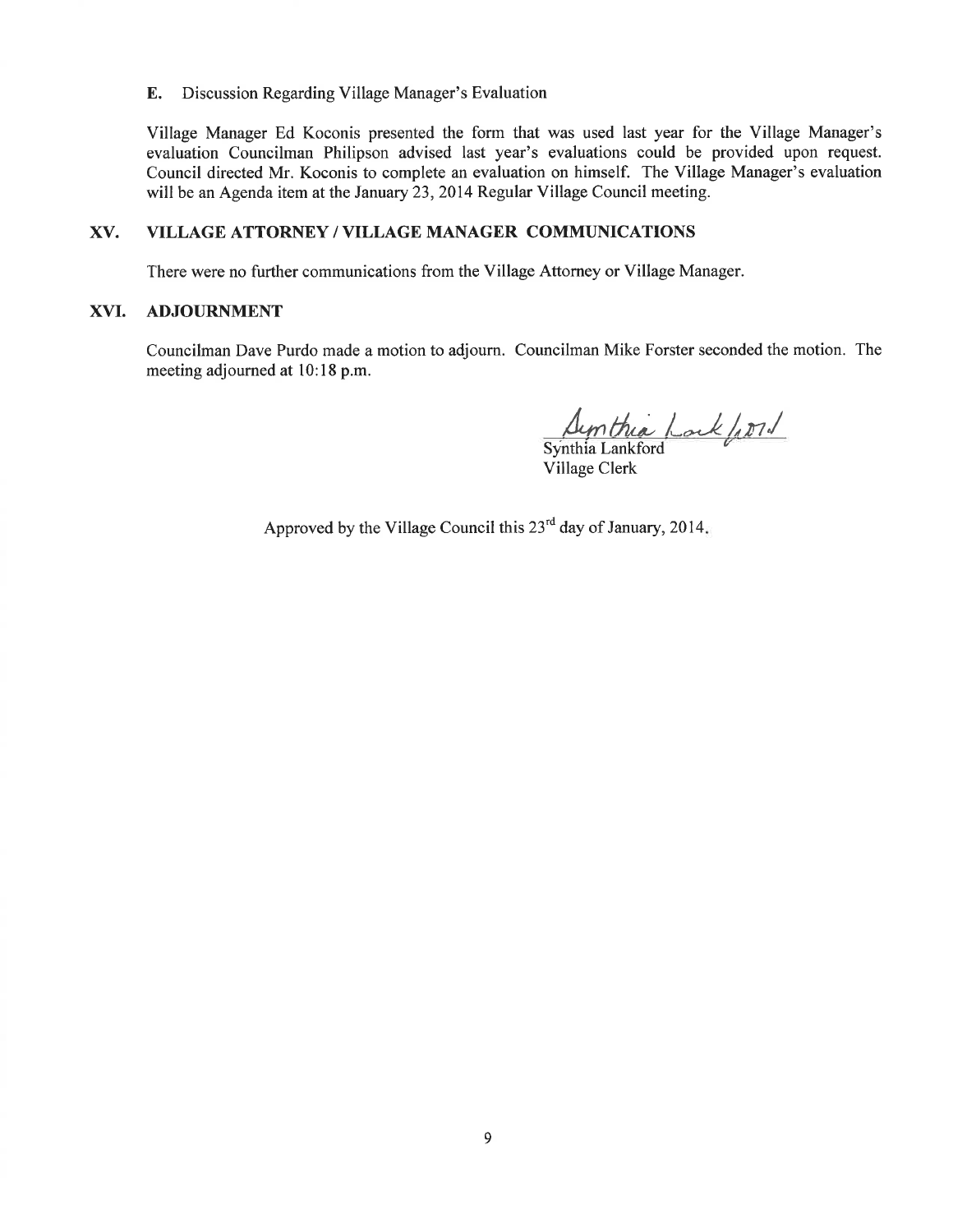**E.** Discussion Regarding Village Manager's Evaluation

Village Manager Ed Koconis presented the form that was used last year for the Village Manager's evaluation Councilman Philipson advised last year's evaluations could be provided upon request. Council directed Mr. Koconis to complete an evaluation on himself. The Village Manager's evaluation will be an Agenda item at the January 23, 2014 Regular Village Council meeting.

## XV. VILLAGE ATTORNEY / VILLAGE MANAGER COMMUNICATIONS

There were no further communications from the Village Attorney or Village Manager.

## XVI. ADJOURNMENT

Councilman Dave Purdo made a motion to adjourn. Councilman Mike Forster seconded the motion. The meeting adjourned at 10:18 p.m.

Synthia Lankford
Village Clerk

Approved by the Village Council this 23rd day of January, 2014.